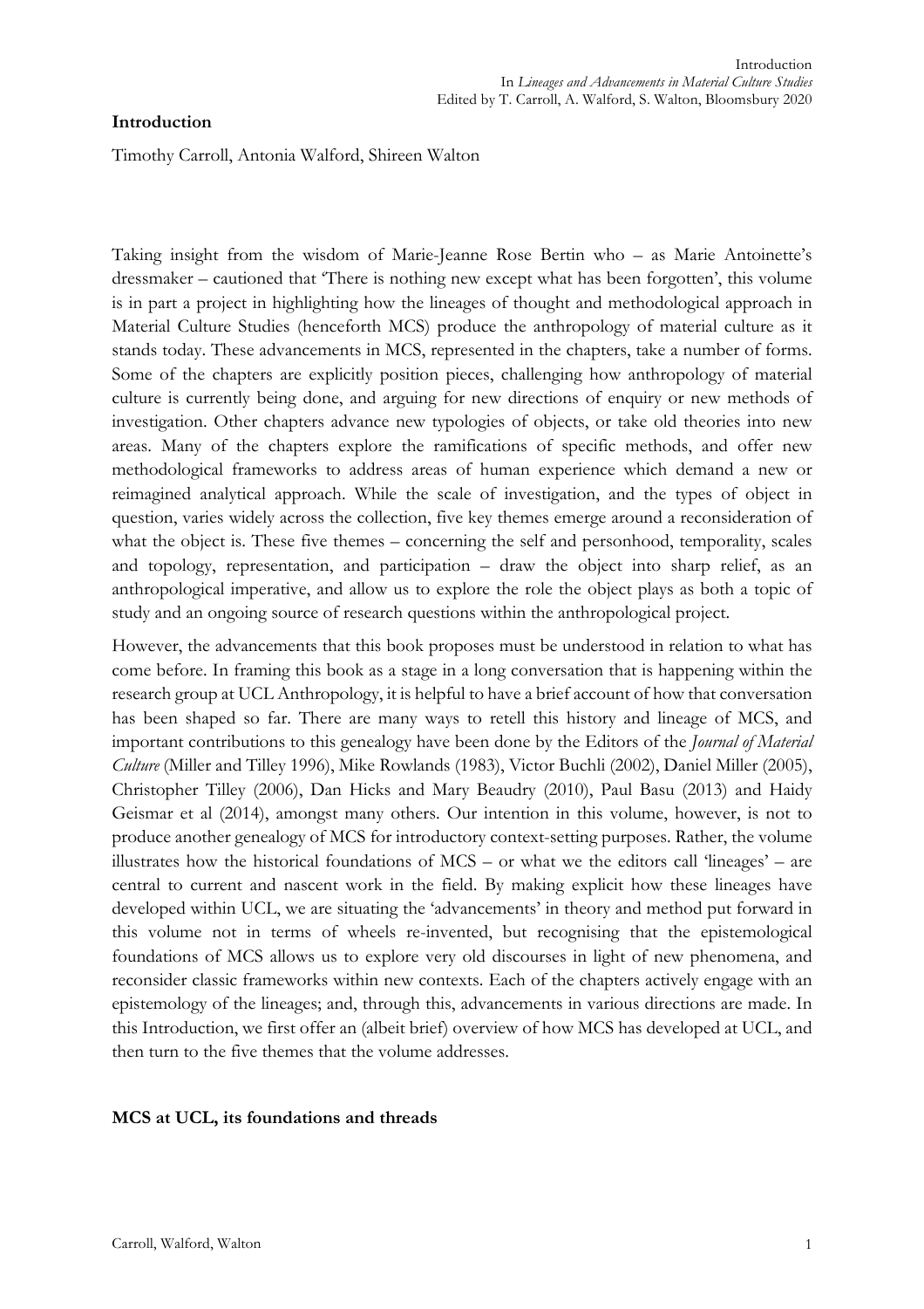**Introduction**

Timothy Carroll, Antonia Walford, Shireen Walton

Taking insight from the wisdom of Marie-Jeanne Rose Bertin who – as Marie Antoinette's dressmaker – cautioned that 'There is nothing new except what has been forgotten', this volume is in part a project in highlighting how the lineages of thought and methodological approach in Material Culture Studies (henceforth MCS) produce the anthropology of material culture as it stands today. These advancements in MCS, represented in the chapters, take a number of forms. Some of the chapters are explicitly position pieces, challenging how anthropology of material culture is currently being done, and arguing for new directions of enquiry or new methods of investigation. Other chapters advance new typologies of objects, or take old theories into new areas. Many of the chapters explore the ramifications of specific methods, and offer new methodological frameworks to address areas of human experience which demand a new or reimagined analytical approach. While the scale of investigation, and the types of object in question, varies widely across the collection, five key themes emerge around a reconsideration of what the object is. These five themes – concerning the self and personhood, temporality, scales and topology, representation, and participation – draw the object into sharp relief, as an anthropological imperative, and allow us to explore the role the object plays as both a topic of study and an ongoing source of research questions within the anthropological project.

However, the advancements that this book proposes must be understood in relation to what has come before. In framing this book as a stage in a long conversation that is happening within the research group at UCL Anthropology, it is helpful to have a brief account of how that conversation has been shaped so far. There are many ways to retell this history and lineage of MCS, and important contributions to this genealogy have been done by the Editors of the *Journal of Material Culture* (Miller and Tilley 1996), Mike Rowlands (1983), Victor Buchli (2002), Daniel Miller (2005), Christopher Tilley (2006), Dan Hicks and Mary Beaudry (2010), Paul Basu (2013) and Haidy Geismar et al (2014), amongst many others. Our intention in this volume, however, is not to produce another genealogy of MCS for introductory context-setting purposes. Rather, the volume illustrates how the historical foundations of MCS – or what we the editors call 'lineages' – are central to current and nascent work in the field. By making explicit how these lineages have developed within UCL, we are situating the 'advancements' in theory and method put forward in this volume not in terms of wheels re-invented, but recognising that the epistemological foundations of MCS allows us to explore very old discourses in light of new phenomena, and reconsider classic frameworks within new contexts. Each of the chapters actively engage with an epistemology of the lineages; and, through this, advancements in various directions are made. In this Introduction, we first offer an (albeit brief) overview of how MCS has developed at UCL, and then turn to the five themes that the volume addresses.

**MCS at UCL, its foundations and threads**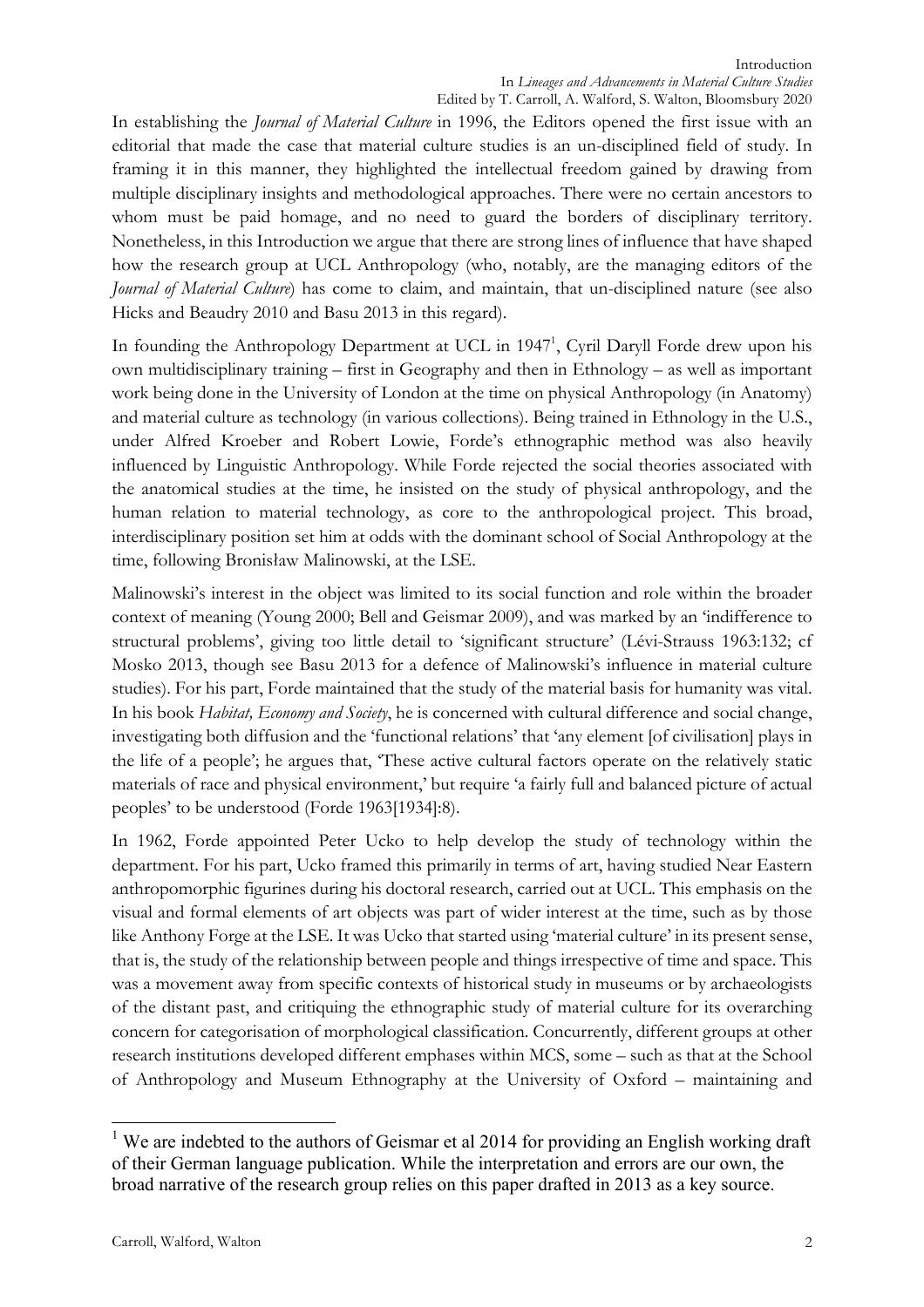In establishing the *Journal of Material Culture* in 1996, the Editors opened the first issue with an editorial that made the case that material culture studies is an un-disciplined field of study. In framing it in this manner, they highlighted the intellectual freedom gained by drawing from multiple disciplinary insights and methodological approaches. There were no certain ancestors to whom must be paid homage, and no need to guard the borders of disciplinary territory. Nonetheless, in this Introduction we argue that there are strong lines of influence that have shaped how the research group at UCL Anthropology (who, notably, are the managing editors of the *Journal of Material Culture*) has come to claim, and maintain, that un-disciplined nature (see also Hicks and Beaudry 2010 and Basu 2013 in this regard).

In founding the Anthropology Department at UCL in 1947[1], Cyril Daryll Forde drew upon his own multidisciplinary training – first in Geography and then in Ethnology – as well as important work being done in the University of London at the time on physical Anthropology (in Anatomy) and material culture as technology (in various collections). Being trained in Ethnology in the U.S., under Alfred Kroeber and Robert Lowie, Forde's ethnographic method was also heavily influenced by Linguistic Anthropology. While Forde rejected the social theories associated with the anatomical studies at the time, he insisted on the study of physical anthropology, and the human relation to material technology, as core to the anthropological project. This broad, interdisciplinary position set him at odds with the dominant school of Social Anthropology at the time, following Bronisław Malinowski, at the LSE.

Malinowski's interest in the object was limited to its social function and role within the broader context of meaning (Young 2000; Bell and Geismar 2009), and was marked by an 'indifference to structural problems', giving too little detail to 'significant structure' (Lévi-Strauss 1963:132; cf Mosko 2013, though see Basu 2013 for a defence of Malinowski's influence in material culture studies). For his part, Forde maintained that the study of the material basis for humanity was vital. In his book *Habitat, Economy and Society*, he is concerned with cultural difference and social change, investigating both diffusion and the 'functional relations' that 'any element [of civilisation] plays in the life of a people'; he argues that, 'These active cultural factors operate on the relatively static materials of race and physical environment,' but require 'a fairly full and balanced picture of actual peoples' to be understood (Forde 1963[1934]:8).

In 1962, Forde appointed Peter Ucko to help develop the study of technology within the department. For his part, Ucko framed this primarily in terms of art, having studied Near Eastern anthropomorphic figurines during his doctoral research, carried out at UCL. This emphasis on the visual and formal elements of art objects was part of wider interest at the time, such as by those like Anthony Forge at the LSE. It was Ucko that started using 'material culture' in its present sense, that is, the study of the relationship between people and things irrespective of time and space. This was a movement away from specific contexts of historical study in museums or by archaeologists of the distant past, and critiquing the ethnographic study of material culture for its overarching concern for categorisation of morphological classification. Concurrently, different groups at other research institutions developed different emphases within MCS, some – such as that at the School of Anthropology and Museum Ethnography at the University of Oxford – maintaining and

[1] We are indebted to the authors of Geismar et al 2014 for providing an English working draft of their German language publication. While the interpretation and errors are our own, the broad narrative of the research group relies on this paper drafted in 2013 as a key source.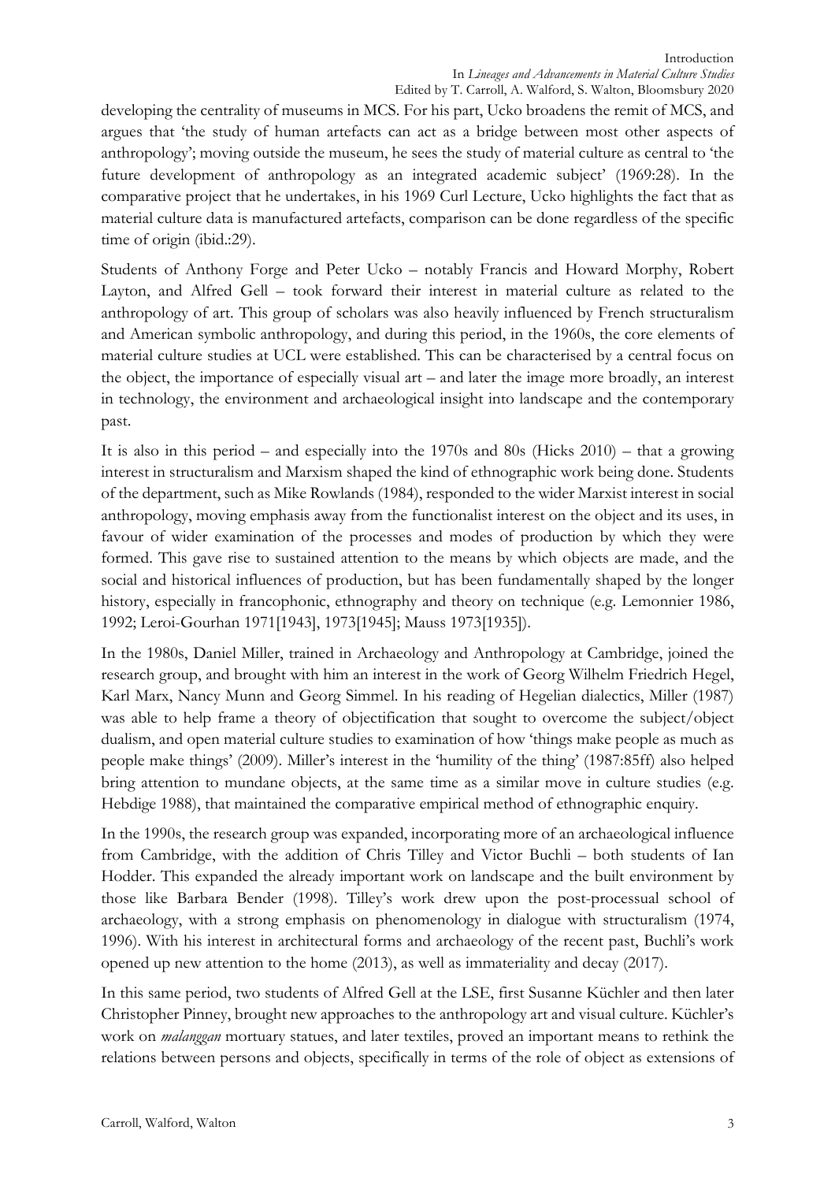developing the centrality of museums in MCS. For his part, Ucko broadens the remit of MCS, and argues that 'the study of human artefacts can act as a bridge between most other aspects of anthropology'; moving outside the museum, he sees the study of material culture as central to 'the future development of anthropology as an integrated academic subject' (1969:28). In the comparative project that he undertakes, in his 1969 Curl Lecture, Ucko highlights the fact that as material culture data is manufactured artefacts, comparison can be done regardless of the specific time of origin (ibid.:29).

Students of Anthony Forge and Peter Ucko – notably Francis and Howard Morphy, Robert Layton, and Alfred Gell – took forward their interest in material culture as related to the anthropology of art. This group of scholars was also heavily influenced by French structuralism and American symbolic anthropology, and during this period, in the 1960s, the core elements of material culture studies at UCL were established. This can be characterised by a central focus on the object, the importance of especially visual art – and later the image more broadly, an interest in technology, the environment and archaeological insight into landscape and the contemporary past.

It is also in this period – and especially into the 1970s and 80s (Hicks 2010) – that a growing interest in structuralism and Marxism shaped the kind of ethnographic work being done. Students of the department, such as Mike Rowlands (1984), responded to the wider Marxist interest in social anthropology, moving emphasis away from the functionalist interest on the object and its uses, in favour of wider examination of the processes and modes of production by which they were formed. This gave rise to sustained attention to the means by which objects are made, and the social and historical influences of production, but has been fundamentally shaped by the longer history, especially in francophonic, ethnography and theory on technique (e.g. Lemonnier 1986, 1992; Leroi-Gourhan 1971[1943], 1973[1945]; Mauss 1973[1935]).

In the 1980s, Daniel Miller, trained in Archaeology and Anthropology at Cambridge, joined the research group, and brought with him an interest in the work of Georg Wilhelm Friedrich Hegel, Karl Marx, Nancy Munn and Georg Simmel. In his reading of Hegelian dialectics, Miller (1987) was able to help frame a theory of objectification that sought to overcome the subject/object dualism, and open material culture studies to examination of how 'things make people as much as people make things' (2009). Miller's interest in the 'humility of the thing' (1987:85ff) also helped bring attention to mundane objects, at the same time as a similar move in culture studies (e.g. Hebdige 1988), that maintained the comparative empirical method of ethnographic enquiry.

In the 1990s, the research group was expanded, incorporating more of an archaeological influence from Cambridge, with the addition of Chris Tilley and Victor Buchli – both students of Ian Hodder. This expanded the already important work on landscape and the built environment by those like Barbara Bender (1998). Tilley's work drew upon the post-processual school of archaeology, with a strong emphasis on phenomenology in dialogue with structuralism (1974, 1996). With his interest in architectural forms and archaeology of the recent past, Buchli's work opened up new attention to the home (2013), as well as immateriality and decay (2017).

In this same period, two students of Alfred Gell at the LSE, first Susanne Küchler and then later Christopher Pinney, brought new approaches to the anthropology art and visual culture. Küchler's work on *malanggan* mortuary statues, and later textiles, proved an important means to rethink the relations between persons and objects, specifically in terms of the role of object as extensions of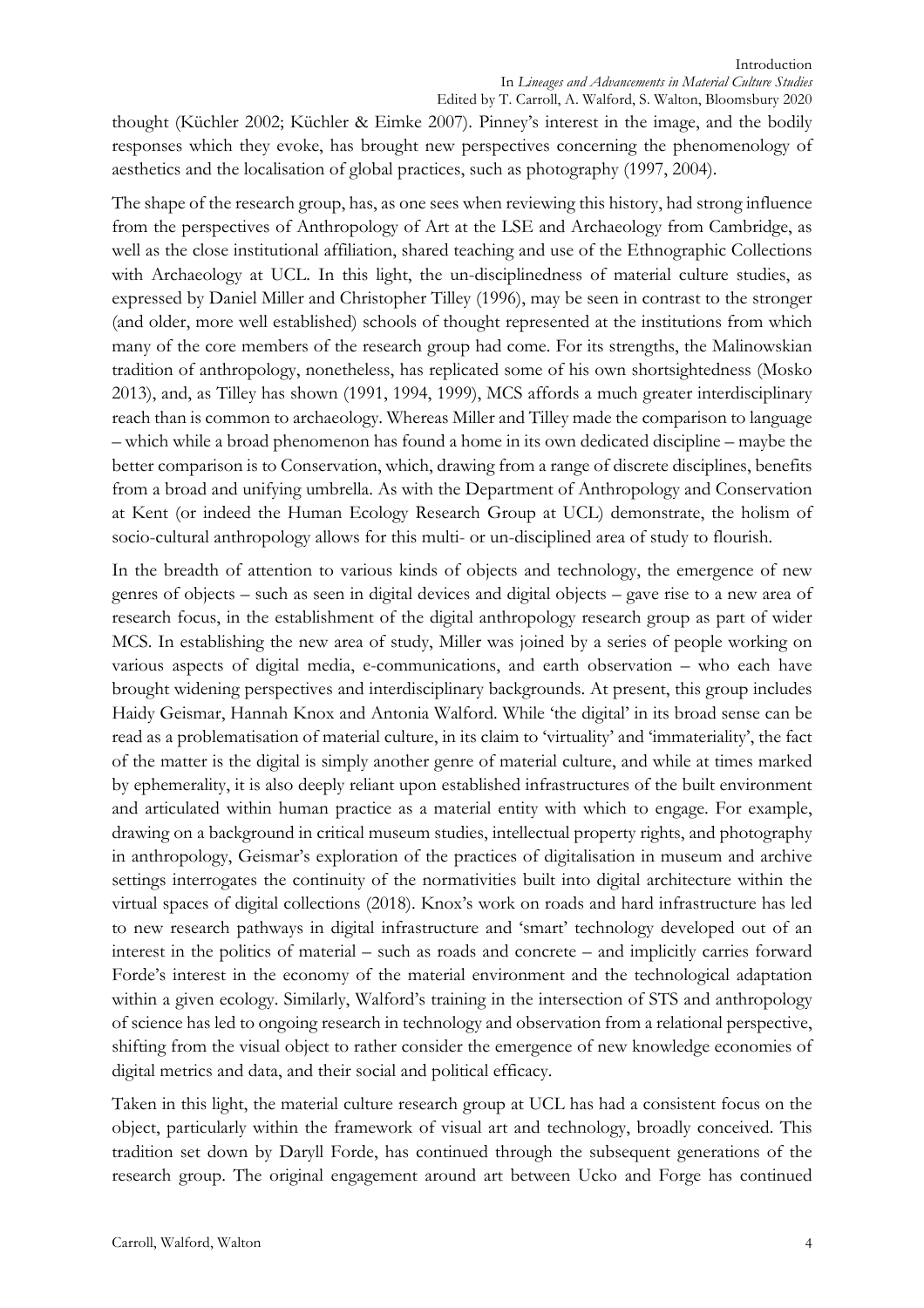thought (Küchler 2002; Küchler & Eimke 2007). Pinney's interest in the image, and the bodily responses which they evoke, has brought new perspectives concerning the phenomenology of aesthetics and the localisation of global practices, such as photography (1997, 2004).

The shape of the research group, has, as one sees when reviewing this history, had strong influence from the perspectives of Anthropology of Art at the LSE and Archaeology from Cambridge, as well as the close institutional affiliation, shared teaching and use of the Ethnographic Collections with Archaeology at UCL. In this light, the un-disciplinedness of material culture studies, as expressed by Daniel Miller and Christopher Tilley (1996), may be seen in contrast to the stronger (and older, more well established) schools of thought represented at the institutions from which many of the core members of the research group had come. For its strengths, the Malinowskian tradition of anthropology, nonetheless, has replicated some of his own shortsightedness (Mosko 2013), and, as Tilley has shown (1991, 1994, 1999), MCS affords a much greater interdisciplinary reach than is common to archaeology. Whereas Miller and Tilley made the comparison to language – which while a broad phenomenon has found a home in its own dedicated discipline – maybe the better comparison is to Conservation, which, drawing from a range of discrete disciplines, benefits from a broad and unifying umbrella. As with the Department of Anthropology and Conservation at Kent (or indeed the Human Ecology Research Group at UCL) demonstrate, the holism of socio-cultural anthropology allows for this multi- or un-disciplined area of study to flourish.

In the breadth of attention to various kinds of objects and technology, the emergence of new genres of objects – such as seen in digital devices and digital objects – gave rise to a new area of research focus, in the establishment of the digital anthropology research group as part of wider MCS. In establishing the new area of study, Miller was joined by a series of people working on various aspects of digital media, e-communications, and earth observation – who each have brought widening perspectives and interdisciplinary backgrounds. At present, this group includes Haidy Geismar, Hannah Knox and Antonia Walford. While 'the digital' in its broad sense can be read as a problematisation of material culture, in its claim to 'virtuality' and 'immateriality', the fact of the matter is the digital is simply another genre of material culture, and while at times marked by ephemerality, it is also deeply reliant upon established infrastructures of the built environment and articulated within human practice as a material entity with which to engage. For example, drawing on a background in critical museum studies, intellectual property rights, and photography in anthropology, Geismar's exploration of the practices of digitalisation in museum and archive settings interrogates the continuity of the normativities built into digital architecture within the virtual spaces of digital collections (2018). Knox's work on roads and hard infrastructure has led to new research pathways in digital infrastructure and 'smart' technology developed out of an interest in the politics of material – such as roads and concrete – and implicitly carries forward Forde's interest in the economy of the material environment and the technological adaptation within a given ecology. Similarly, Walford's training in the intersection of STS and anthropology of science has led to ongoing research in technology and observation from a relational perspective, shifting from the visual object to rather consider the emergence of new knowledge economies of digital metrics and data, and their social and political efficacy.

Taken in this light, the material culture research group at UCL has had a consistent focus on the object, particularly within the framework of visual art and technology, broadly conceived. This tradition set down by Daryll Forde, has continued through the subsequent generations of the research group. The original engagement around art between Ucko and Forge has continued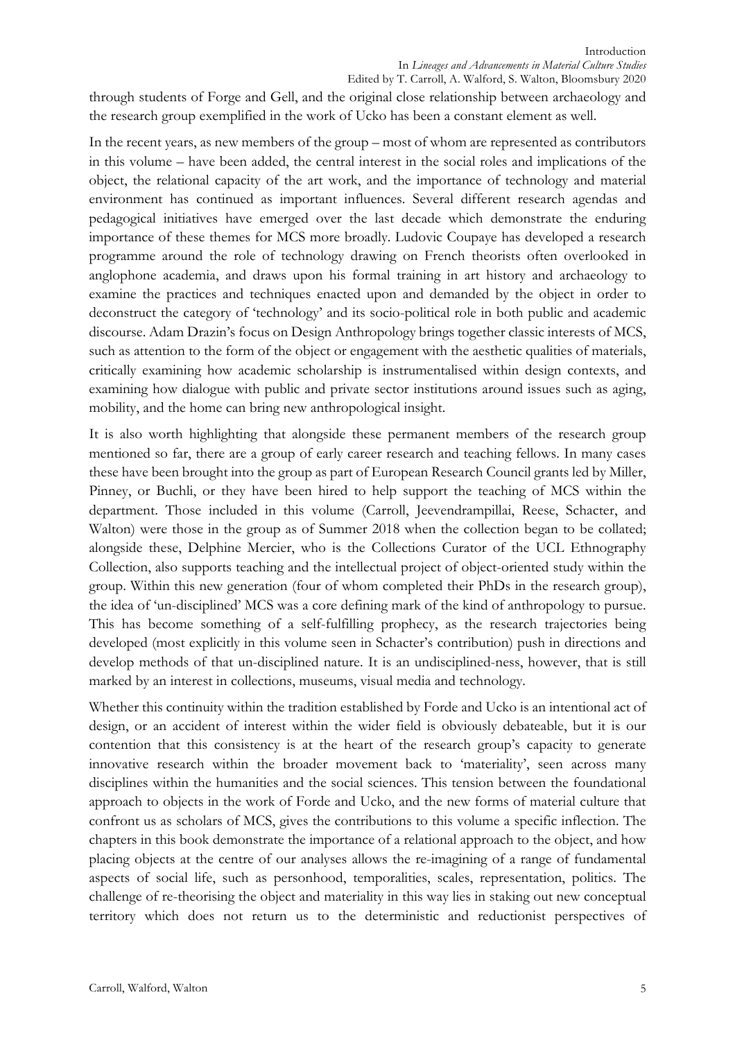through students of Forge and Gell, and the original close relationship between archaeology and the research group exemplified in the work of Ucko has been a constant element as well.

In the recent years, as new members of the group – most of whom are represented as contributors in this volume – have been added, the central interest in the social roles and implications of the object, the relational capacity of the art work, and the importance of technology and material environment has continued as important influences. Several different research agendas and pedagogical initiatives have emerged over the last decade which demonstrate the enduring importance of these themes for MCS more broadly. Ludovic Coupaye has developed a research programme around the role of technology drawing on French theorists often overlooked in anglophone academia, and draws upon his formal training in art history and archaeology to examine the practices and techniques enacted upon and demanded by the object in order to deconstruct the category of 'technology' and its socio-political role in both public and academic discourse. Adam Drazin's focus on Design Anthropology brings together classic interests of MCS, such as attention to the form of the object or engagement with the aesthetic qualities of materials, critically examining how academic scholarship is instrumentalised within design contexts, and examining how dialogue with public and private sector institutions around issues such as aging, mobility, and the home can bring new anthropological insight.

It is also worth highlighting that alongside these permanent members of the research group mentioned so far, there are a group of early career research and teaching fellows. In many cases these have been brought into the group as part of European Research Council grants led by Miller, Pinney, or Buchli, or they have been hired to help support the teaching of MCS within the department. Those included in this volume (Carroll, Jeevendrampillai, Reese, Schacter, and Walton) were those in the group as of Summer 2018 when the collection began to be collated; alongside these, Delphine Mercier, who is the Collections Curator of the UCL Ethnography Collection, also supports teaching and the intellectual project of object-oriented study within the group. Within this new generation (four of whom completed their PhDs in the research group), the idea of 'un-disciplined' MCS was a core defining mark of the kind of anthropology to pursue. This has become something of a self-fulfilling prophecy, as the research trajectories being developed (most explicitly in this volume seen in Schacter's contribution) push in directions and develop methods of that un-disciplined nature. It is an undisciplined-ness, however, that is still marked by an interest in collections, museums, visual media and technology.

Whether this continuity within the tradition established by Forde and Ucko is an intentional act of design, or an accident of interest within the wider field is obviously debateable, but it is our contention that this consistency is at the heart of the research group's capacity to generate innovative research within the broader movement back to 'materiality', seen across many disciplines within the humanities and the social sciences. This tension between the foundational approach to objects in the work of Forde and Ucko, and the new forms of material culture that confront us as scholars of MCS, gives the contributions to this volume a specific inflection. The chapters in this book demonstrate the importance of a relational approach to the object, and how placing objects at the centre of our analyses allows the re-imagining of a range of fundamental aspects of social life, such as personhood, temporalities, scales, representation, politics. The challenge of re-theorising the object and materiality in this way lies in staking out new conceptual territory which does not return us to the deterministic and reductionist perspectives of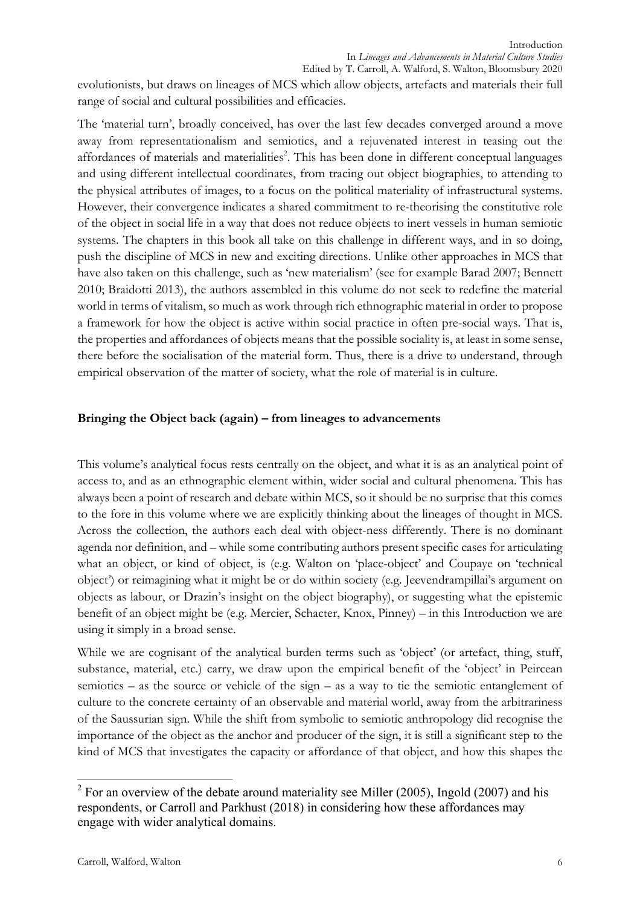evolutionists, but draws on lineages of MCS which allow objects, artefacts and materials their full range of social and cultural possibilities and efficacies.

The 'material turn', broadly conceived, has over the last few decades converged around a move away from representationalism and semiotics, and a rejuvenated interest in teasing out the affordances of materials and materialities[2]. This has been done in different conceptual languages and using different intellectual coordinates, from tracing out object biographies, to attending to the physical attributes of images, to a focus on the political materiality of infrastructural systems. However, their convergence indicates a shared commitment to re-theorising the constitutive role of the object in social life in a way that does not reduce objects to inert vessels in human semiotic systems. The chapters in this book all take on this challenge in different ways, and in so doing, push the discipline of MCS in new and exciting directions. Unlike other approaches in MCS that have also taken on this challenge, such as 'new materialism' (see for example Barad 2007; Bennett 2010; Braidotti 2013), the authors assembled in this volume do not seek to redefine the material world in terms of vitalism, so much as work through rich ethnographic material in order to propose a framework for how the object is active within social practice in often pre-social ways. That is, the properties and affordances of objects means that the possible sociality is, at least in some sense, there before the socialisation of the material form. Thus, there is a drive to understand, through empirical observation of the matter of society, what the role of material is in culture.

**Bringing the Object back (again) – from lineages to advancements**

This volume's analytical focus rests centrally on the object, and what it is as an analytical point of access to, and as an ethnographic element within, wider social and cultural phenomena. This has always been a point of research and debate within MCS, so it should be no surprise that this comes to the fore in this volume where we are explicitly thinking about the lineages of thought in MCS. Across the collection, the authors each deal with object-ness differently. There is no dominant agenda nor definition, and – while some contributing authors present specific cases for articulating what an object, or kind of object, is (e.g. Walton on 'place-object' and Coupaye on 'technical object') or reimagining what it might be or do within society (e.g. Jeevendrampillai's argument on objects as labour, or Drazin's insight on the object biography), or suggesting what the epistemic benefit of an object might be (e.g. Mercier, Schacter, Knox, Pinney) – in this Introduction we are using it simply in a broad sense.

While we are cognisant of the analytical burden terms such as 'object' (or artefact, thing, stuff, substance, material, etc.) carry, we draw upon the empirical benefit of the 'object' in Peircean semiotics – as the source or vehicle of the sign – as a way to tie the semiotic entanglement of culture to the concrete certainty of an observable and material world, away from the arbitrariness of the Saussurian sign. While the shift from symbolic to semiotic anthropology did recognise the importance of the object as the anchor and producer of the sign, it is still a significant step to the kind of MCS that investigates the capacity or affordance of that object, and how this shapes the

[2] For an overview of the debate around materiality see Miller (2005), Ingold (2007) and his respondents, or Carroll and Parkhust (2018) in considering how these affordances may engage with wider analytical domains.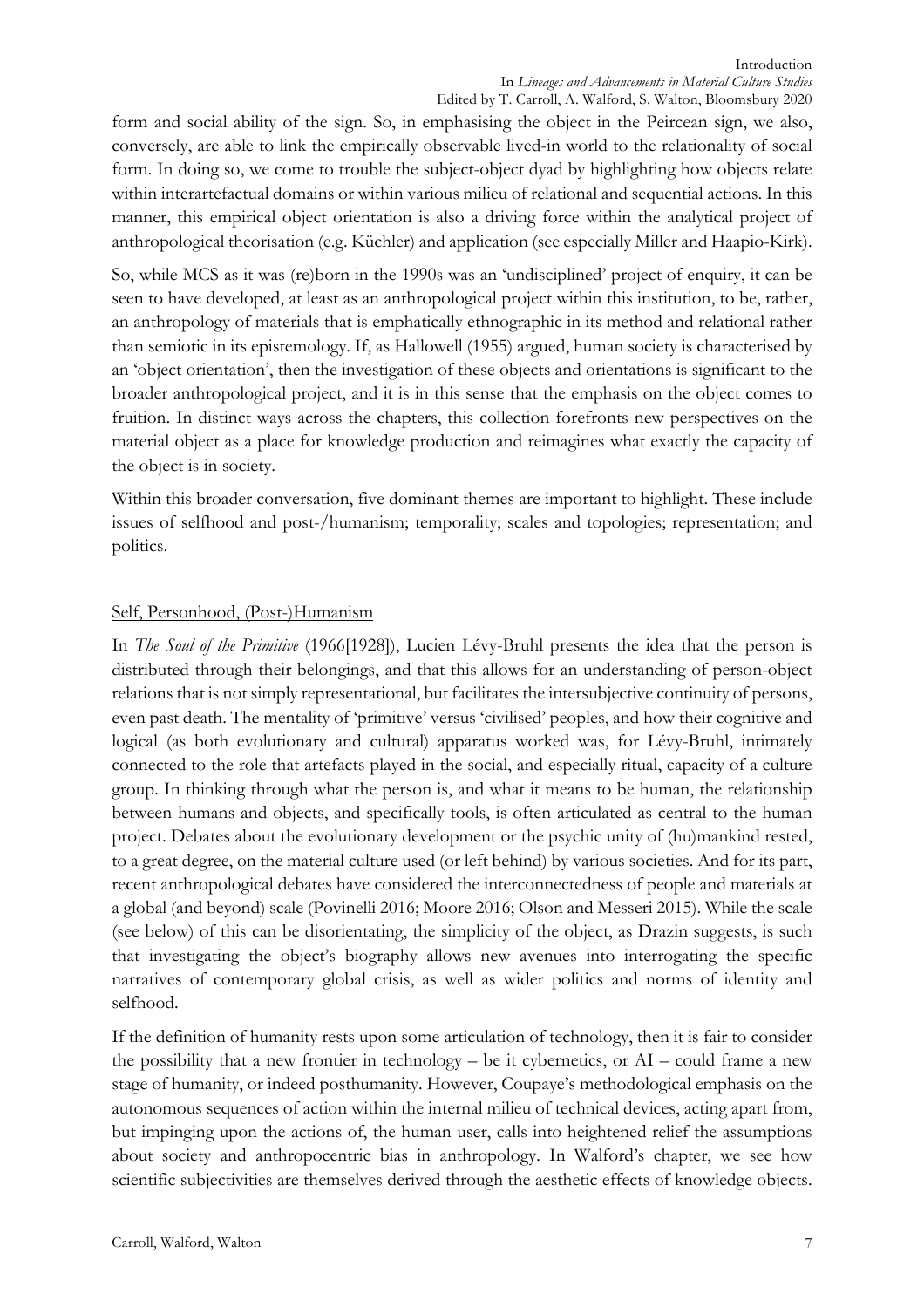form and social ability of the sign. So, in emphasising the object in the Peircean sign, we also, conversely, are able to link the empirically observable lived-in world to the relationality of social form. In doing so, we come to trouble the subject-object dyad by highlighting how objects relate within interartefactual domains or within various milieu of relational and sequential actions. In this manner, this empirical object orientation is also a driving force within the analytical project of anthropological theorisation (e.g. Küchler) and application (see especially Miller and Haapio-Kirk).

So, while MCS as it was (re)born in the 1990s was an 'undisciplined' project of enquiry, it can be seen to have developed, at least as an anthropological project within this institution, to be, rather, an anthropology of materials that is emphatically ethnographic in its method and relational rather than semiotic in its epistemology. If, as Hallowell (1955) argued, human society is characterised by an 'object orientation', then the investigation of these objects and orientations is significant to the broader anthropological project, and it is in this sense that the emphasis on the object comes to fruition. In distinct ways across the chapters, this collection forefronts new perspectives on the material object as a place for knowledge production and reimagines what exactly the capacity of the object is in society.

Within this broader conversation, five dominant themes are important to highlight. These include issues of selfhood and post-/humanism; temporality; scales and topologies; representation; and politics.

## Self, Personhood, (Post-)Humanism

In *The Soul of the Primitive* (1966[1928]), Lucien Lévy-Bruhl presents the idea that the person is distributed through their belongings, and that this allows for an understanding of person-object relations that is not simply representational, but facilitates the intersubjective continuity of persons, even past death. The mentality of 'primitive' versus 'civilised' peoples, and how their cognitive and logical (as both evolutionary and cultural) apparatus worked was, for Lévy-Bruhl, intimately connected to the role that artefacts played in the social, and especially ritual, capacity of a culture group. In thinking through what the person is, and what it means to be human, the relationship between humans and objects, and specifically tools, is often articulated as central to the human project. Debates about the evolutionary development or the psychic unity of (hu)mankind rested, to a great degree, on the material culture used (or left behind) by various societies. And for its part, recent anthropological debates have considered the interconnectedness of people and materials at a global (and beyond) scale (Povinelli 2016; Moore 2016; Olson and Messeri 2015). While the scale (see below) of this can be disorientating, the simplicity of the object, as Drazin suggests, is such that investigating the object's biography allows new avenues into interrogating the specific narratives of contemporary global crisis, as well as wider politics and norms of identity and selfhood.

If the definition of humanity rests upon some articulation of technology, then it is fair to consider the possibility that a new frontier in technology – be it cybernetics, or AI – could frame a new stage of humanity, or indeed posthumanity. However, Coupaye's methodological emphasis on the autonomous sequences of action within the internal milieu of technical devices, acting apart from, but impinging upon the actions of, the human user, calls into heightened relief the assumptions about society and anthropocentric bias in anthropology. In Walford's chapter, we see how scientific subjectivities are themselves derived through the aesthetic effects of knowledge objects.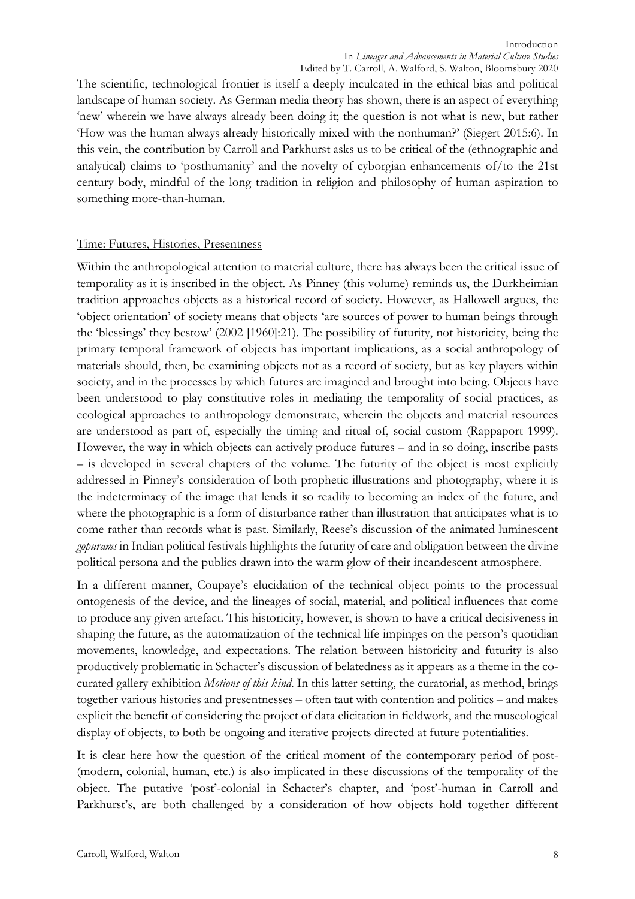The scientific, technological frontier is itself a deeply inculcated in the ethical bias and political landscape of human society. As German media theory has shown, there is an aspect of everything 'new' wherein we have always already been doing it; the question is not what is new, but rather 'How was the human always already historically mixed with the nonhuman?' (Siegert 2015:6). In this vein, the contribution by Carroll and Parkhurst asks us to be critical of the (ethnographic and analytical) claims to 'posthumanity' and the novelty of cyborgian enhancements of/to the 21st century body, mindful of the long tradition in religion and philosophy of human aspiration to something more-than-human.

## Time: Futures, Histories, Presentness

Within the anthropological attention to material culture, there has always been the critical issue of temporality as it is inscribed in the object. As Pinney (this volume) reminds us, the Durkheimian tradition approaches objects as a historical record of society. However, as Hallowell argues, the 'object orientation' of society means that objects 'are sources of power to human beings through the 'blessings' they bestow' (2002 [1960]:21). The possibility of futurity, not historicity, being the primary temporal framework of objects has important implications, as a social anthropology of materials should, then, be examining objects not as a record of society, but as key players within society, and in the processes by which futures are imagined and brought into being. Objects have been understood to play constitutive roles in mediating the temporality of social practices, as ecological approaches to anthropology demonstrate, wherein the objects and material resources are understood as part of, especially the timing and ritual of, social custom (Rappaport 1999). However, the way in which objects can actively produce futures – and in so doing, inscribe pasts – is developed in several chapters of the volume. The futurity of the object is most explicitly addressed in Pinney's consideration of both prophetic illustrations and photography, where it is the indeterminacy of the image that lends it so readily to becoming an index of the future, and where the photographic is a form of disturbance rather than illustration that anticipates what is to come rather than records what is past. Similarly, Reese's discussion of the animated luminescent *gopurams* in Indian political festivals highlights the futurity of care and obligation between the divine political persona and the publics drawn into the warm glow of their incandescent atmosphere.

In a different manner, Coupaye's elucidation of the technical object points to the processual ontogenesis of the device, and the lineages of social, material, and political influences that come to produce any given artefact. This historicity, however, is shown to have a critical decisiveness in shaping the future, as the automatization of the technical life impinges on the person's quotidian movements, knowledge, and expectations. The relation between historicity and futurity is also productively problematic in Schacter's discussion of belatedness as it appears as a theme in the co-curated gallery exhibition *Motions of this kind*. In this latter setting, the curatorial, as method, brings together various histories and presentnesses – often taut with contention and politics – and makes explicit the benefit of considering the project of data elicitation in fieldwork, and the museological display of objects, to both be ongoing and iterative projects directed at future potentialities.

It is clear here how the question of the critical moment of the contemporary period of post-(modern, colonial, human, etc.) is also implicated in these discussions of the temporality of the object. The putative 'post'-colonial in Schacter's chapter, and 'post'-human in Carroll and Parkhurst's, are both challenged by a consideration of how objects hold together different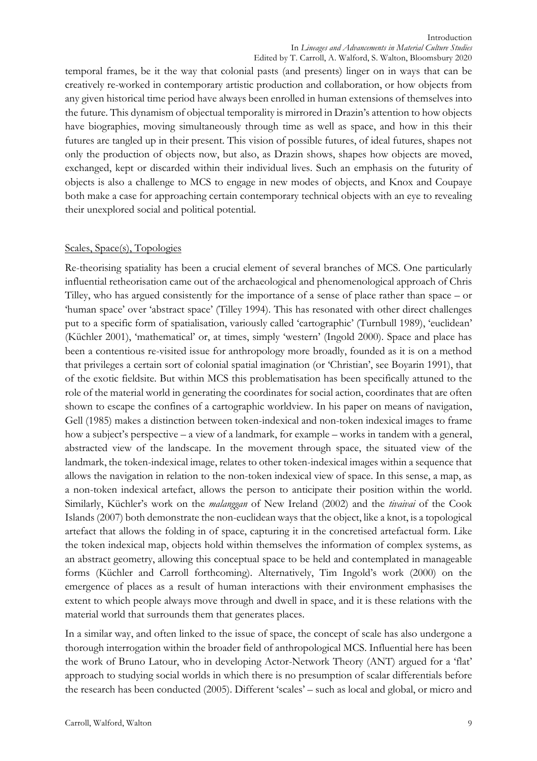temporal frames, be it the way that colonial pasts (and presents) linger on in ways that can be creatively re-worked in contemporary artistic production and collaboration, or how objects from any given historical time period have always been enrolled in human extensions of themselves into the future. This dynamism of objectual temporality is mirrored in Drazin's attention to how objects have biographies, moving simultaneously through time as well as space, and how in this their futures are tangled up in their present. This vision of possible futures, of ideal futures, shapes not only the production of objects now, but also, as Drazin shows, shapes how objects are moved, exchanged, kept or discarded within their individual lives. Such an emphasis on the futurity of objects is also a challenge to MCS to engage in new modes of objects, and Knox and Coupaye both make a case for approaching certain contemporary technical objects with an eye to revealing their unexplored social and political potential.

## Scales, Space(s), Topologies

Re-theorising spatiality has been a crucial element of several branches of MCS. One particularly influential retheorisation came out of the archaeological and phenomenological approach of Chris Tilley, who has argued consistently for the importance of a sense of place rather than space – or 'human space' over 'abstract space' (Tilley 1994). This has resonated with other direct challenges put to a specific form of spatialisation, variously called 'cartographic' (Turnbull 1989), 'euclidean' (Küchler 2001), 'mathematical' or, at times, simply 'western' (Ingold 2000). Space and place has been a contentious re-visited issue for anthropology more broadly, founded as it is on a method that privileges a certain sort of colonial spatial imagination (or 'Christian', see Boyarin 1991), that of the exotic fieldsite. But within MCS this problematisation has been specifically attuned to the role of the material world in generating the coordinates for social action, coordinates that are often shown to escape the confines of a cartographic worldview. In his paper on means of navigation, Gell (1985) makes a distinction between token-indexical and non-token indexical images to frame how a subject's perspective – a view of a landmark, for example – works in tandem with a general, abstracted view of the landscape. In the movement through space, the situated view of the landmark, the token-indexical image, relates to other token-indexical images within a sequence that allows the navigation in relation to the non-token indexical view of space. In this sense, a map, as a non-token indexical artefact, allows the person to anticipate their position within the world. Similarly, Küchler's work on the *malanggan* of New Ireland (2002) and the *tivaivai* of the Cook Islands (2007) both demonstrate the non-euclidean ways that the object, like a knot, is a topological artefact that allows the folding in of space, capturing it in the concretised artefactual form. Like the token indexical map, objects hold within themselves the information of complex systems, as an abstract geometry, allowing this conceptual space to be held and contemplated in manageable forms (Küchler and Carroll forthcoming). Alternatively, Tim Ingold's work (2000) on the emergence of places as a result of human interactions with their environment emphasises the extent to which people always move through and dwell in space, and it is these relations with the material world that surrounds them that generates places.

In a similar way, and often linked to the issue of space, the concept of scale has also undergone a thorough interrogation within the broader field of anthropological MCS. Influential here has been the work of Bruno Latour, who in developing Actor-Network Theory (ANT) argued for a 'flat' approach to studying social worlds in which there is no presumption of scalar differentials before the research has been conducted (2005). Different 'scales' – such as local and global, or micro and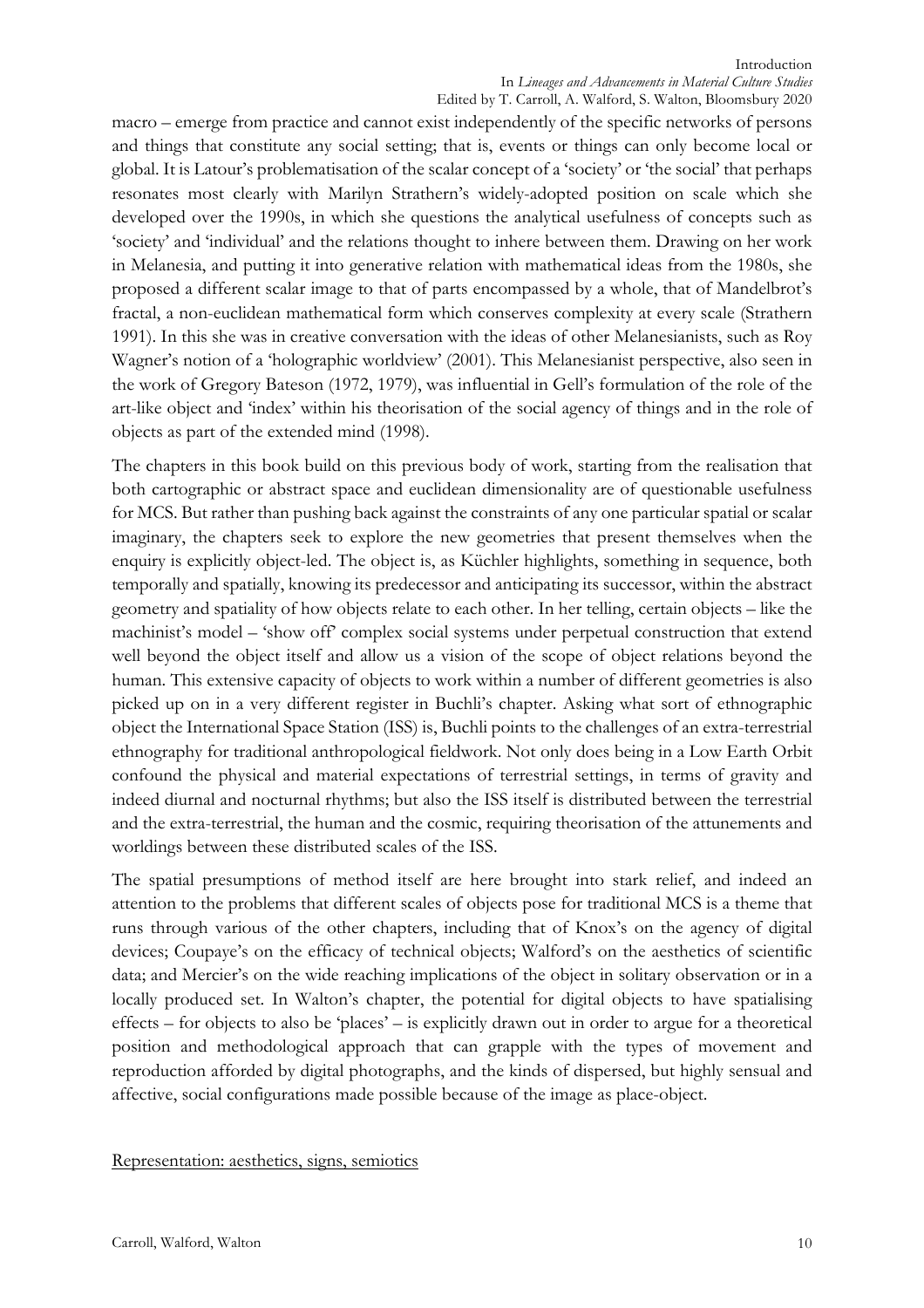macro – emerge from practice and cannot exist independently of the specific networks of persons and things that constitute any social setting; that is, events or things can only become local or global. It is Latour's problematisation of the scalar concept of a 'society' or 'the social' that perhaps resonates most clearly with Marilyn Strathern's widely-adopted position on scale which she developed over the 1990s, in which she questions the analytical usefulness of concepts such as 'society' and 'individual' and the relations thought to inhere between them. Drawing on her work in Melanesia, and putting it into generative relation with mathematical ideas from the 1980s, she proposed a different scalar image to that of parts encompassed by a whole, that of Mandelbrot's fractal, a non-euclidean mathematical form which conserves complexity at every scale (Strathern 1991). In this she was in creative conversation with the ideas of other Melanesianists, such as Roy Wagner's notion of a 'holographic worldview' (2001). This Melanesianist perspective, also seen in the work of Gregory Bateson (1972, 1979), was influential in Gell's formulation of the role of the art-like object and 'index' within his theorisation of the social agency of things and in the role of objects as part of the extended mind (1998).

The chapters in this book build on this previous body of work, starting from the realisation that both cartographic or abstract space and euclidean dimensionality are of questionable usefulness for MCS. But rather than pushing back against the constraints of any one particular spatial or scalar imaginary, the chapters seek to explore the new geometries that present themselves when the enquiry is explicitly object-led. The object is, as Küchler highlights, something in sequence, both temporally and spatially, knowing its predecessor and anticipating its successor, within the abstract geometry and spatiality of how objects relate to each other. In her telling, certain objects – like the machinist's model – 'show off' complex social systems under perpetual construction that extend well beyond the object itself and allow us a vision of the scope of object relations beyond the human. This extensive capacity of objects to work within a number of different geometries is also picked up on in a very different register in Buchli's chapter. Asking what sort of ethnographic object the International Space Station (ISS) is, Buchli points to the challenges of an extra-terrestrial ethnography for traditional anthropological fieldwork. Not only does being in a Low Earth Orbit confound the physical and material expectations of terrestrial settings, in terms of gravity and indeed diurnal and nocturnal rhythms; but also the ISS itself is distributed between the terrestrial and the extra-terrestrial, the human and the cosmic, requiring theorisation of the attunements and worldings between these distributed scales of the ISS.

The spatial presumptions of method itself are here brought into stark relief, and indeed an attention to the problems that different scales of objects pose for traditional MCS is a theme that runs through various of the other chapters, including that of Knox's on the agency of digital devices; Coupaye's on the efficacy of technical objects; Walford's on the aesthetics of scientific data; and Mercier's on the wide reaching implications of the object in solitary observation or in a locally produced set. In Walton's chapter, the potential for digital objects to have spatialising effects – for objects to also be 'places' – is explicitly drawn out in order to argue for a theoretical position and methodological approach that can grapple with the types of movement and reproduction afforded by digital photographs, and the kinds of dispersed, but highly sensual and affective, social configurations made possible because of the image as place-object.

## Representation: aesthetics, signs, semiotics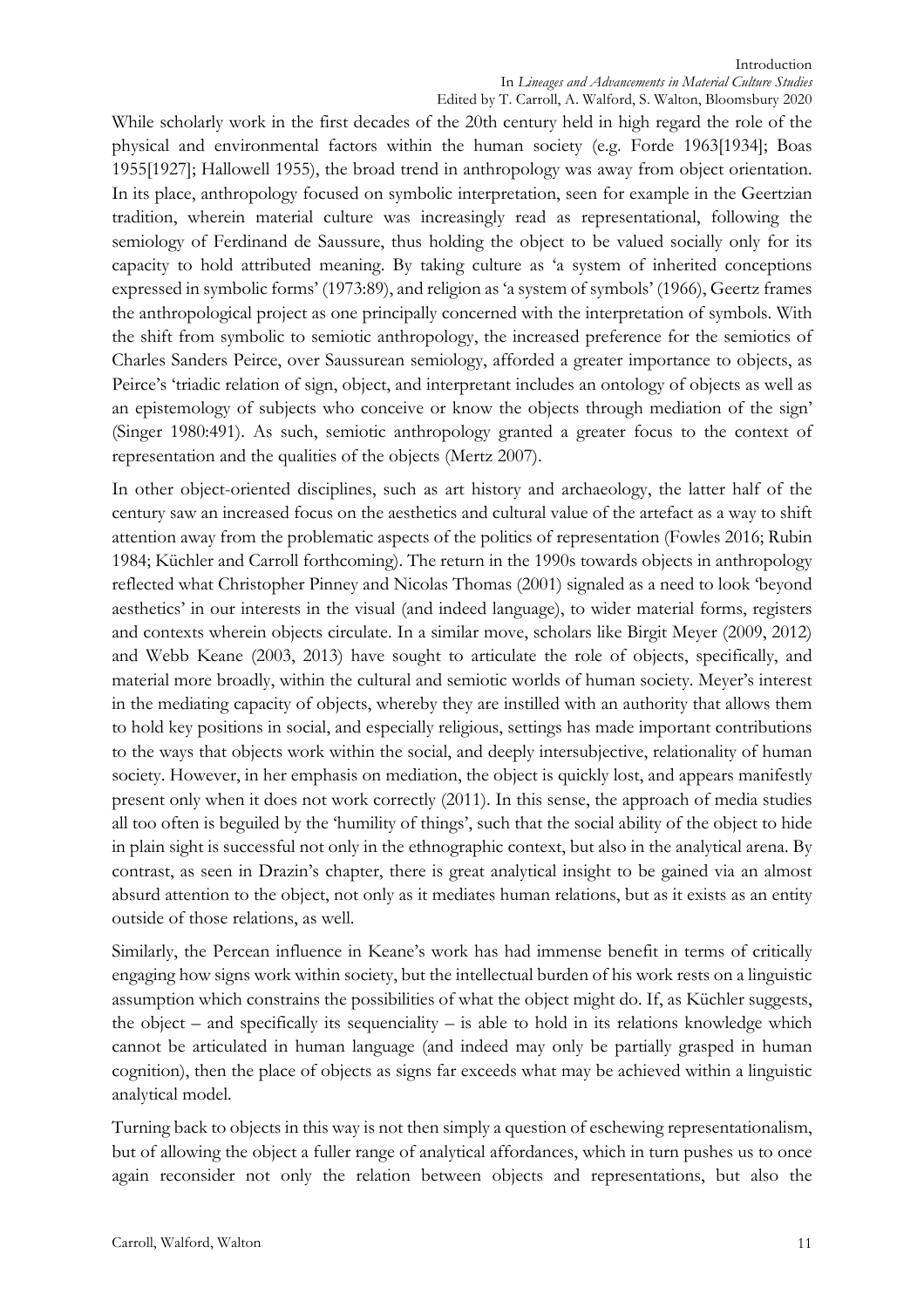While scholarly work in the first decades of the 20th century held in high regard the role of the physical and environmental factors within the human society (e.g. Forde 1963[1934]; Boas 1955[1927]; Hallowell 1955), the broad trend in anthropology was away from object orientation. In its place, anthropology focused on symbolic interpretation, seen for example in the Geertzian tradition, wherein material culture was increasingly read as representational, following the semiology of Ferdinand de Saussure, thus holding the object to be valued socially only for its capacity to hold attributed meaning. By taking culture as 'a system of inherited conceptions expressed in symbolic forms' (1973:89), and religion as 'a system of symbols' (1966), Geertz frames the anthropological project as one principally concerned with the interpretation of symbols. With the shift from symbolic to semiotic anthropology, the increased preference for the semiotics of Charles Sanders Peirce, over Saussurean semiology, afforded a greater importance to objects, as Peirce's 'triadic relation of sign, object, and interpretant includes an ontology of objects as well as an epistemology of subjects who conceive or know the objects through mediation of the sign' (Singer 1980:491). As such, semiotic anthropology granted a greater focus to the context of representation and the qualities of the objects (Mertz 2007).

In other object-oriented disciplines, such as art history and archaeology, the latter half of the century saw an increased focus on the aesthetics and cultural value of the artefact as a way to shift attention away from the problematic aspects of the politics of representation (Fowles 2016; Rubin 1984; Küchler and Carroll forthcoming). The return in the 1990s towards objects in anthropology reflected what Christopher Pinney and Nicolas Thomas (2001) signaled as a need to look 'beyond aesthetics' in our interests in the visual (and indeed language), to wider material forms, registers and contexts wherein objects circulate. In a similar move, scholars like Birgit Meyer (2009, 2012) and Webb Keane (2003, 2013) have sought to articulate the role of objects, specifically, and material more broadly, within the cultural and semiotic worlds of human society. Meyer's interest in the mediating capacity of objects, whereby they are instilled with an authority that allows them to hold key positions in social, and especially religious, settings has made important contributions to the ways that objects work within the social, and deeply intersubjective, relationality of human society. However, in her emphasis on mediation, the object is quickly lost, and appears manifestly present only when it does not work correctly (2011). In this sense, the approach of media studies all too often is beguiled by the 'humility of things', such that the social ability of the object to hide in plain sight is successful not only in the ethnographic context, but also in the analytical arena. By contrast, as seen in Drazin's chapter, there is great analytical insight to be gained via an almost absurd attention to the object, not only as it mediates human relations, but as it exists as an entity outside of those relations, as well.

Similarly, the Percean influence in Keane's work has had immense benefit in terms of critically engaging how signs work within society, but the intellectual burden of his work rests on a linguistic assumption which constrains the possibilities of what the object might do. If, as Küchler suggests, the object – and specifically its sequenciality – is able to hold in its relations knowledge which cannot be articulated in human language (and indeed may only be partially grasped in human cognition), then the place of objects as signs far exceeds what may be achieved within a linguistic analytical model.

Turning back to objects in this way is not then simply a question of eschewing representationalism, but of allowing the object a fuller range of analytical affordances, which in turn pushes us to once again reconsider not only the relation between objects and representations, but also the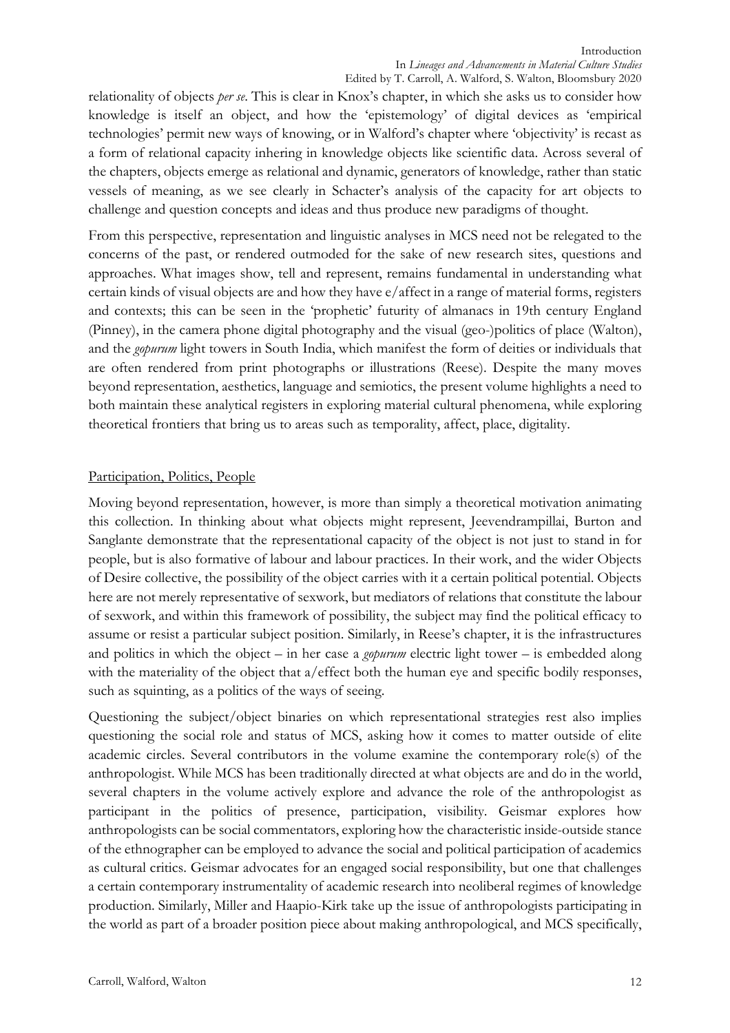relationality of objects *per se*. This is clear in Knox's chapter, in which she asks us to consider how knowledge is itself an object, and how the 'epistemology' of digital devices as 'empirical technologies' permit new ways of knowing, or in Walford's chapter where 'objectivity' is recast as a form of relational capacity inhering in knowledge objects like scientific data. Across several of the chapters, objects emerge as relational and dynamic, generators of knowledge, rather than static vessels of meaning, as we see clearly in Schacter's analysis of the capacity for art objects to challenge and question concepts and ideas and thus produce new paradigms of thought.

From this perspective, representation and linguistic analyses in MCS need not be relegated to the concerns of the past, or rendered outmoded for the sake of new research sites, questions and approaches. What images show, tell and represent, remains fundamental in understanding what certain kinds of visual objects are and how they have e/affect in a range of material forms, registers and contexts; this can be seen in the 'prophetic' futurity of almanacs in 19th century England (Pinney), in the camera phone digital photography and the visual (geo-)politics of place (Walton), and the *gopurum* light towers in South India, which manifest the form of deities or individuals that are often rendered from print photographs or illustrations (Reese). Despite the many moves beyond representation, aesthetics, language and semiotics, the present volume highlights a need to both maintain these analytical registers in exploring material cultural phenomena, while exploring theoretical frontiers that bring us to areas such as temporality, affect, place, digitality.

## Participation, Politics, People

Moving beyond representation, however, is more than simply a theoretical motivation animating this collection. In thinking about what objects might represent, Jeevendrampillai, Burton and Sanglante demonstrate that the representational capacity of the object is not just to stand in for people, but is also formative of labour and labour practices. In their work, and the wider Objects of Desire collective, the possibility of the object carries with it a certain political potential. Objects here are not merely representative of sexwork, but mediators of relations that constitute the labour of sexwork, and within this framework of possibility, the subject may find the political efficacy to assume or resist a particular subject position. Similarly, in Reese's chapter, it is the infrastructures and politics in which the object – in her case a *gopurum* electric light tower – is embedded along with the materiality of the object that a/effect both the human eye and specific bodily responses, such as squinting, as a politics of the ways of seeing.

Questioning the subject/object binaries on which representational strategies rest also implies questioning the social role and status of MCS, asking how it comes to matter outside of elite academic circles. Several contributors in the volume examine the contemporary role(s) of the anthropologist. While MCS has been traditionally directed at what objects are and do in the world, several chapters in the volume actively explore and advance the role of the anthropologist as participant in the politics of presence, participation, visibility. Geismar explores how anthropologists can be social commentators, exploring how the characteristic inside-outside stance of the ethnographer can be employed to advance the social and political participation of academics as cultural critics. Geismar advocates for an engaged social responsibility, but one that challenges a certain contemporary instrumentality of academic research into neoliberal regimes of knowledge production. Similarly, Miller and Haapio-Kirk take up the issue of anthropologists participating in the world as part of a broader position piece about making anthropological, and MCS specifically,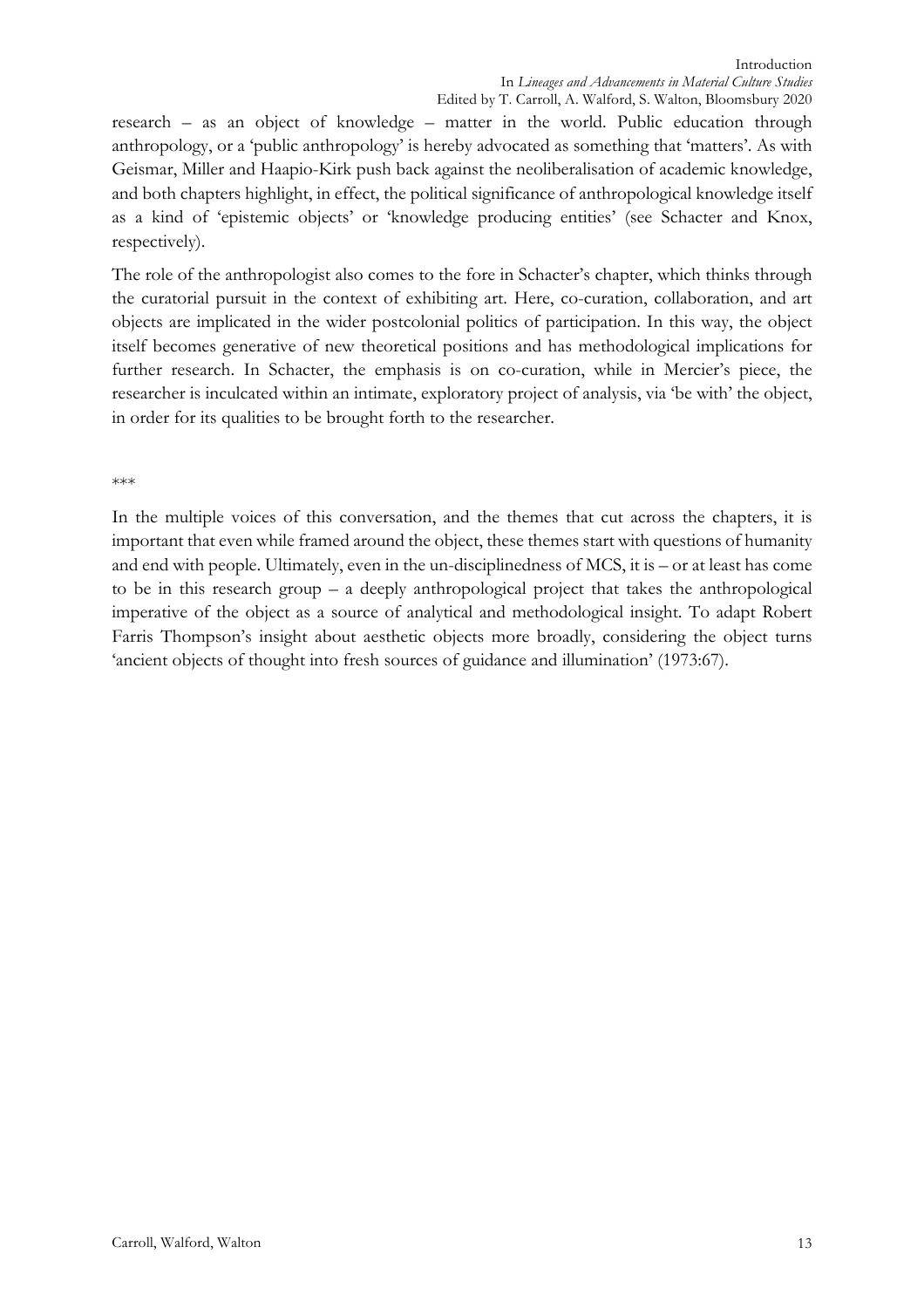research – as an object of knowledge – matter in the world. Public education through anthropology, or a 'public anthropology' is hereby advocated as something that 'matters'. As with Geismar, Miller and Haapio-Kirk push back against the neoliberalisation of academic knowledge, and both chapters highlight, in effect, the political significance of anthropological knowledge itself as a kind of 'epistemic objects' or 'knowledge producing entities' (see Schacter and Knox, respectively).

The role of the anthropologist also comes to the fore in Schacter's chapter, which thinks through the curatorial pursuit in the context of exhibiting art. Here, co-curation, collaboration, and art objects are implicated in the wider postcolonial politics of participation. In this way, the object itself becomes generative of new theoretical positions and has methodological implications for further research. In Schacter, the emphasis is on co-curation, while in Mercier's piece, the researcher is inculcated within an intimate, exploratory project of analysis, via 'be with' the object, in order for its qualities to be brought forth to the researcher.

***

In the multiple voices of this conversation, and the themes that cut across the chapters, it is important that even while framed around the object, these themes start with questions of humanity and end with people. Ultimately, even in the un-disciplinedness of MCS, it is – or at least has come to be in this research group – a deeply anthropological project that takes the anthropological imperative of the object as a source of analytical and methodological insight. To adapt Robert Farris Thompson's insight about aesthetic objects more broadly, considering the object turns 'ancient objects of thought into fresh sources of guidance and illumination' (1973:67).